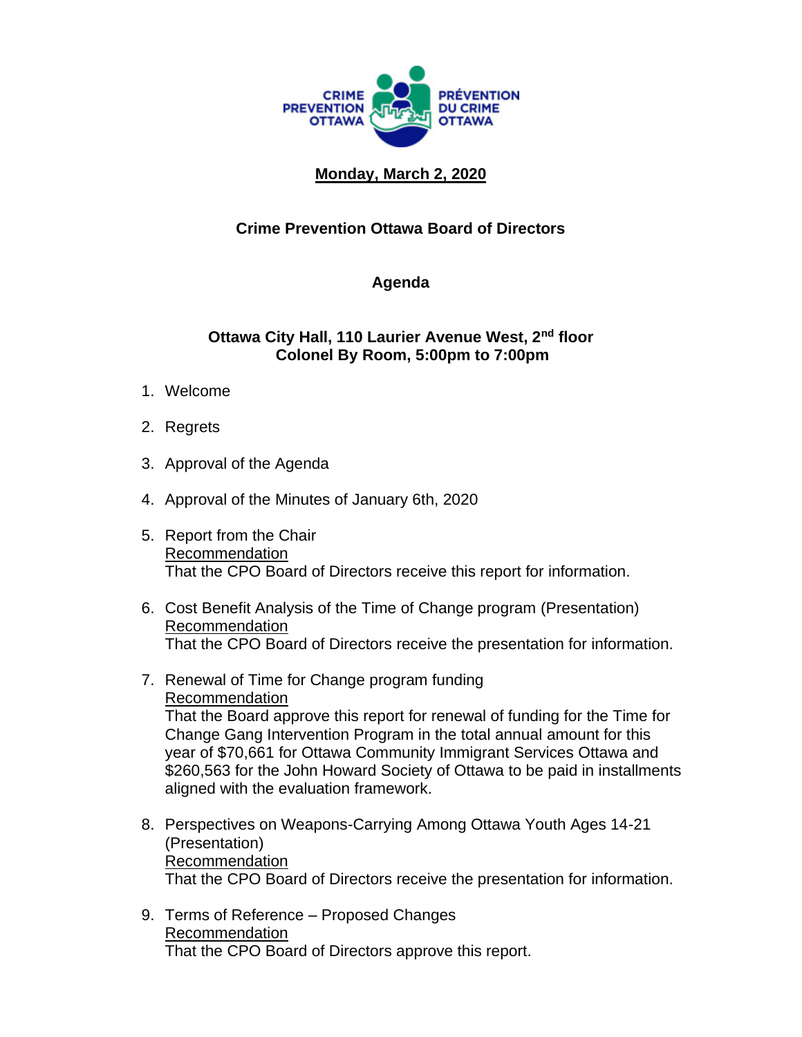CRIME PREVENTION OTTAWA

PRÉVENTION DU CRIME OTTAWA

**Monday, March 2, 2020**

**Crime Prevention Ottawa Board of Directors**

**Agenda**

**Ottawa City Hall, 110 Laurier Avenue West, 2nd floor**
**Colonel By Room, 5:00pm to 7:00pm**

1. Welcome

2. Regrets

3. Approval of the Agenda

4. Approval of the Minutes of January 6th, 2020

5. Report from the Chair
   Recommendation
   That the CPO Board of Directors receive this report for information.

6. Cost Benefit Analysis of the Time of Change program (Presentation)
   Recommendation
   That the CPO Board of Directors receive the presentation for information.

7. Renewal of Time for Change program funding
   Recommendation
   That the Board approve this report for renewal of funding for the Time for Change Gang Intervention Program in the total annual amount for this year of $70,661 for Ottawa Community Immigrant Services Ottawa and $260,563 for the John Howard Society of Ottawa to be paid in installments aligned with the evaluation framework.

8. Perspectives on Weapons-Carrying Among Ottawa Youth Ages 14-21 (Presentation)
   Recommendation
   That the CPO Board of Directors receive the presentation for information.

9. Terms of Reference – Proposed Changes
   Recommendation
   That the CPO Board of Directors approve this report.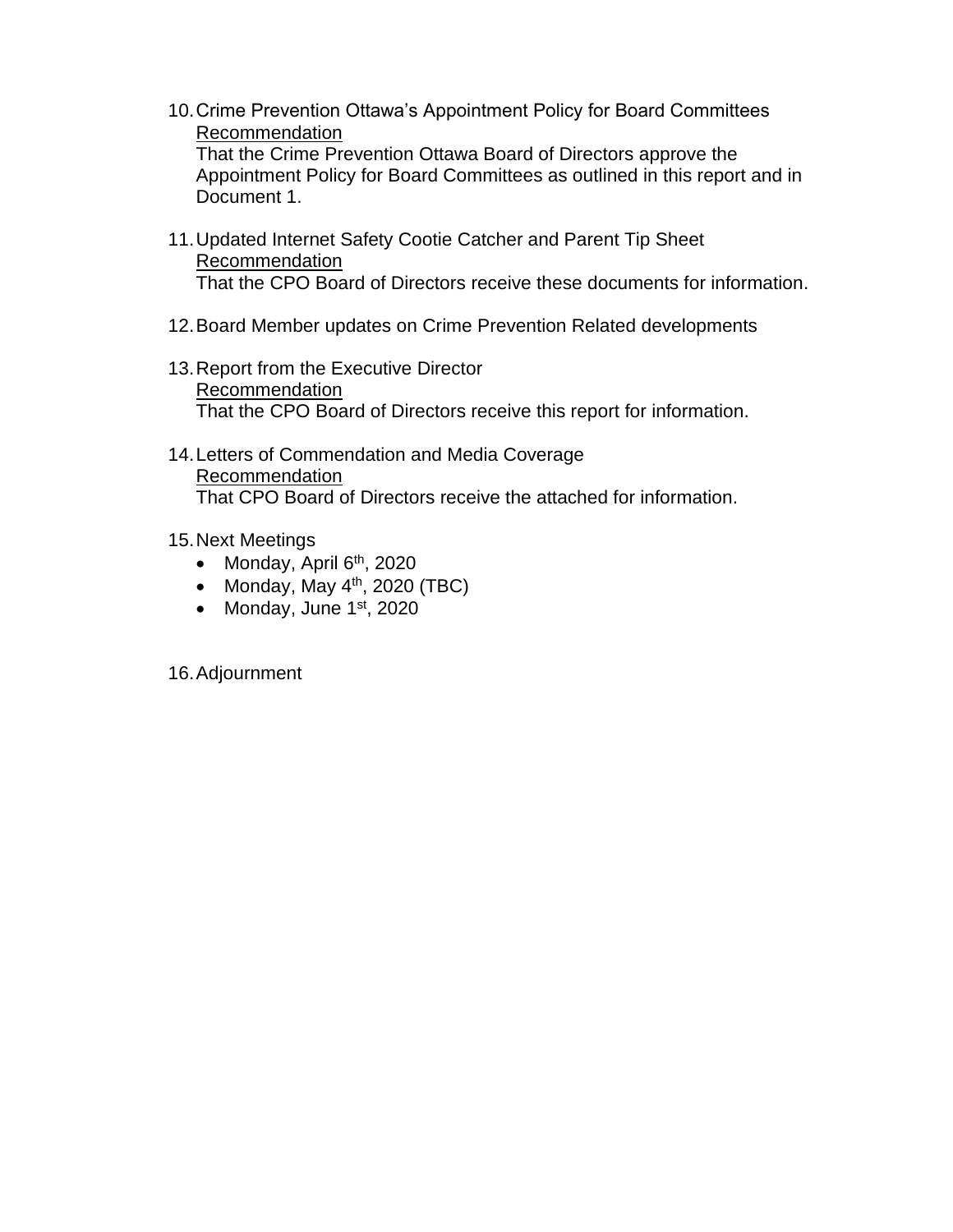10. Crime Prevention Ottawa's Appointment Policy for Board Committees
    <u>Recommendation</u>
    That the Crime Prevention Ottawa Board of Directors approve the Appointment Policy for Board Committees as outlined in this report and in Document 1.

11. Updated Internet Safety Cootie Catcher and Parent Tip Sheet
    <u>Recommendation</u>
    That the CPO Board of Directors receive these documents for information.

12. Board Member updates on Crime Prevention Related developments

13. Report from the Executive Director
    <u>Recommendation</u>
    That the CPO Board of Directors receive this report for information.

14. Letters of Commendation and Media Coverage
    <u>Recommendation</u>
    That CPO Board of Directors receive the attached for information.

15. Next Meetings
    - Monday, April 6th, 2020
    - Monday, May 4th, 2020 (TBC)
    - Monday, June 1st, 2020

16. Adjournment